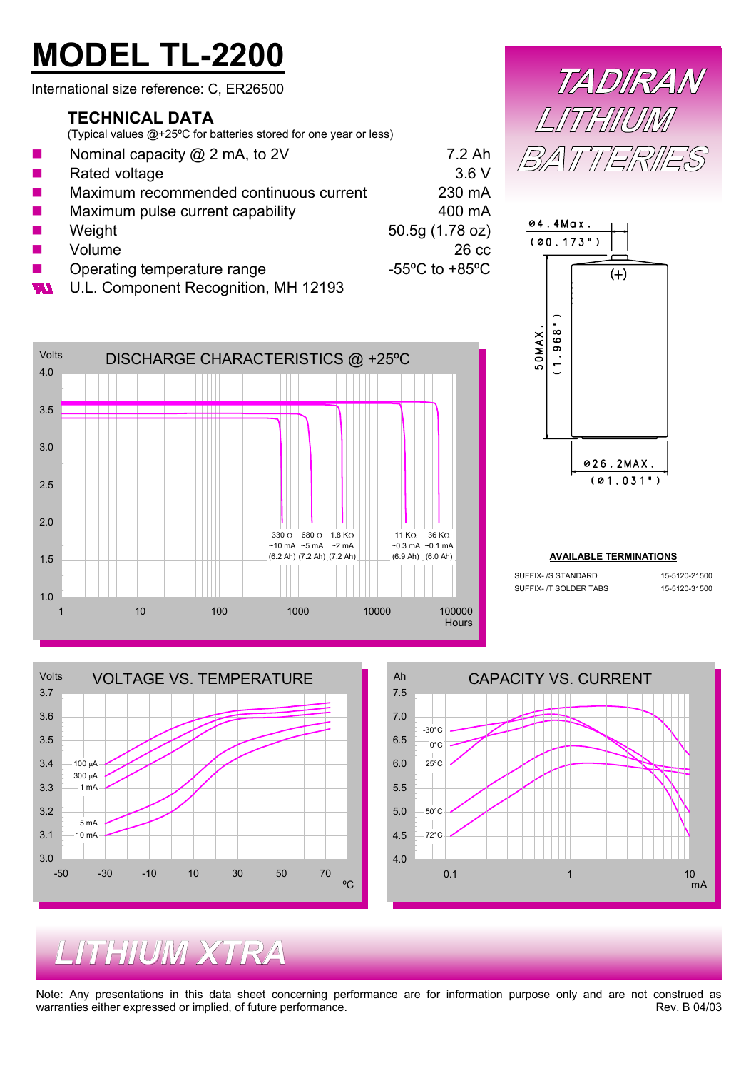# MODEL TL-2200

International size reference: C, ER26500

## TECHNICAL DATA

(Typical values @+25ºC for batteries stored for one year or less)

| | |
|---|---|
| Nominal capacity @ 2 mA, to 2V | 7.2 Ah |
| Rated voltage | 3.6 V |
| Maximum recommended continuous current | 230 mA |
| Maximum pulse current capability | 400 mA |
| Weight | 50.5g (1.78 oz) |
| Volume | 26 cc |
| Operating temperature range | -55ºC to +85ºC |
| U.L. Component Recognition, MH 12193 | |

TADIRAN LITHIUM BATTERIES

Ø4.4Max. (Ø0.173")

50MAX. (1.968")

(+)

Ø26.2MAX. (Ø1.031")

DISCHARGE CHARACTERISTICS @ +25ºC

Volts: 4.0, 3.5, 3.0, 2.5, 2.0, 1.5, 1.0

Hours: 1, 10, 100, 1000, 10000, 100000

| 330 Ω | 680 Ω | 1.8 KΩ | 11 KΩ | 36 KΩ |
|---|---|---|---|---|
| ~10 mA | ~5 mA | ~2 mA | ~0.3 mA | ~0.1 mA |
| (6.2 Ah) | (7.2 Ah) | (7.2 Ah) | (6.9 Ah) | (6.0 Ah) |

**AVAILABLE TERMINATIONS**

| | |
|---|---|
| SUFFIX- /S STANDARD | 15-5120-21500 |
| SUFFIX- /T SOLDER TABS | 15-5120-31500 |

VOLTAGE VS. TEMPERATURE

Volts: 3.7, 3.6, 3.5, 3.4, 3.3, 3.2, 3.1, 3.0

ºC: -50, -30, -10, 10, 30, 50, 70

Curves: 100 µA, 300 µA, 1 mA, 5 mA, 10 mA

CAPACITY VS. CURRENT

Ah: 7.5, 7.0, 6.5, 6.0, 5.5, 5.0, 4.5, 4.0

mA: 0.1, 1, 10

Curves: -30°C, 0°C, 25°C, 50°C, 72°C

LITHIUM XTRA

Note: Any presentations in this data sheet concerning performance are for information purpose only and are not construed as warranties either expressed or implied, of future performance.

Rev. B 04/03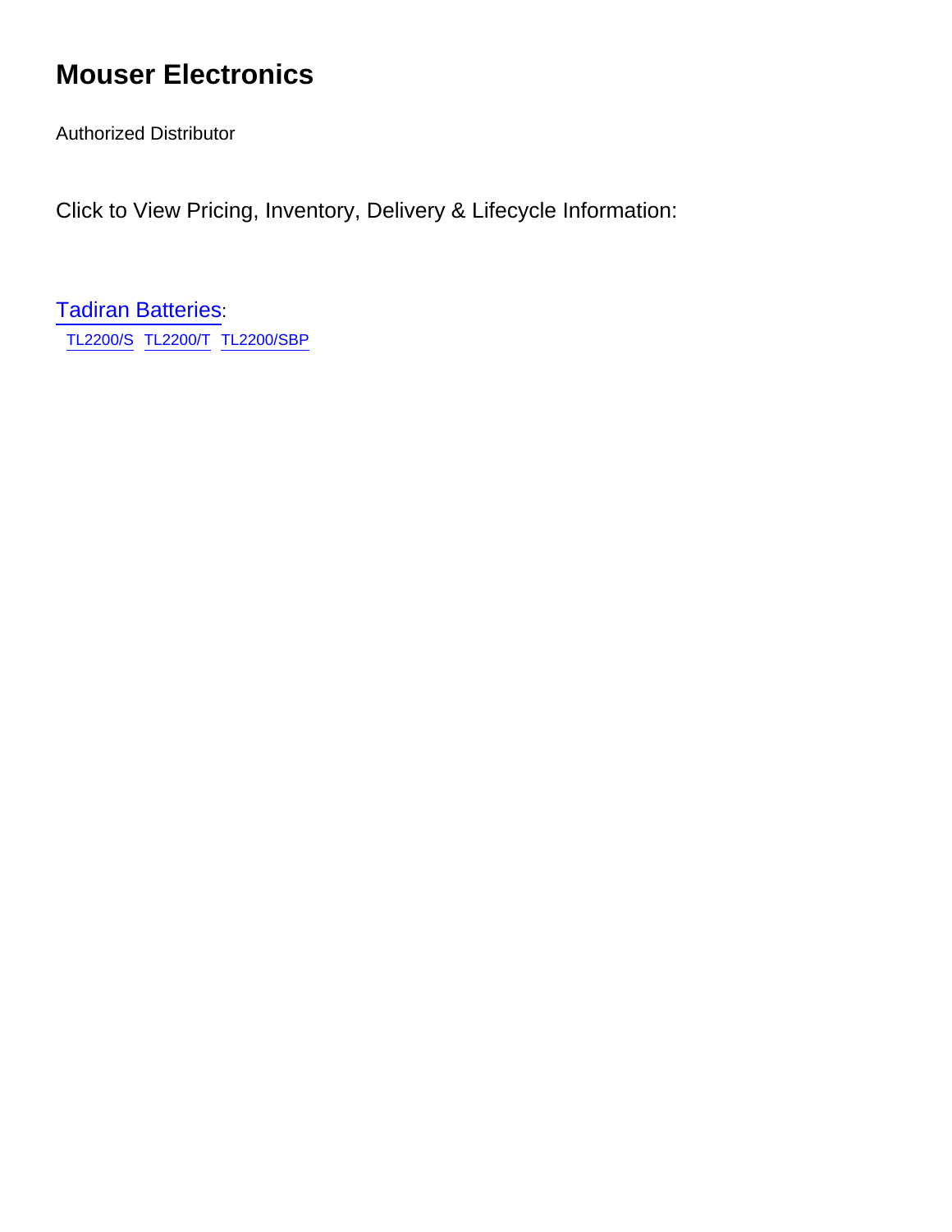# Mouser Electronics

Authorized Distributor

Click to View Pricing, Inventory, Delivery & Lifecycle Information:

Tadiran Batteries:

TL2200/S TL2200/T TL2200/SBP